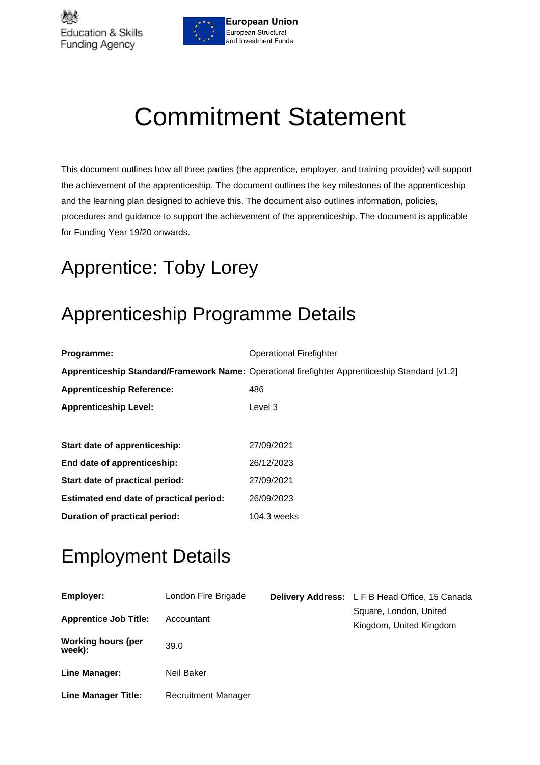Education & Skills Funding Agency

**European Union**
European Structural and Investment Funds

# Commitment Statement

This document outlines how all three parties (the apprentice, employer, and training provider) will support the achievement of the apprenticeship. The document outlines the key milestones of the apprenticeship and the learning plan designed to achieve this. The document also outlines information, policies, procedures and guidance to support the achievement of the apprenticeship. The document is applicable for Funding Year 19/20 onwards.

## Apprentice: Toby Lorey

## Apprenticeship Programme Details

| | |
|---|---|
| **Programme:** | Operational Firefighter |
| **Apprenticeship Standard/Framework Name:** | Operational firefighter Apprenticeship Standard [v1.2] |
| **Apprenticeship Reference:** | 486 |
| **Apprenticeship Level:** | Level 3 |
| **Start date of apprenticeship:** | 27/09/2021 |
| **End date of apprenticeship:** | 26/12/2023 |
| **Start date of practical period:** | 27/09/2021 |
| **Estimated end date of practical period:** | 26/09/2023 |
| **Duration of practical period:** | 104.3 weeks |

## Employment Details

| | | | |
|---|---|---|---|
| **Employer:** | London Fire Brigade | **Delivery Address:** | L F B Head Office, 15 Canada Square, London, United Kingdom, United Kingdom |
| **Apprentice Job Title:** | Accountant | | |
| **Working hours (per week):** | 39.0 | | |
| **Line Manager:** | Neil Baker | | |
| **Line Manager Title:** | Recruitment Manager | | |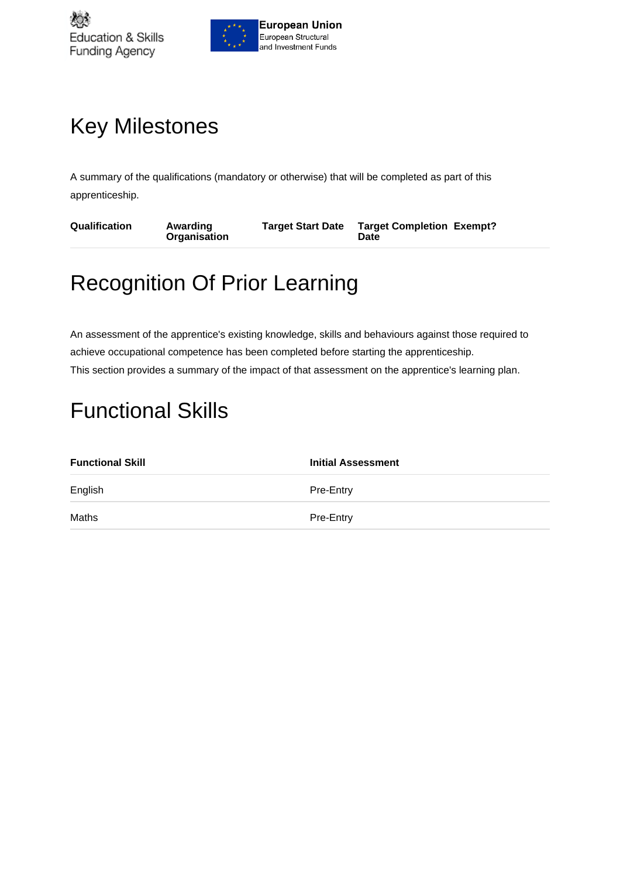# Key Milestones

A summary of the qualifications (mandatory or otherwise) that will be completed as part of this apprenticeship.

| Qualification | Awarding Organisation | Target Start Date | Target Completion Date | Exempt? |
|---|---|---|---|---|

# Recognition Of Prior Learning

An assessment of the apprentice's existing knowledge, skills and behaviours against those required to achieve occupational competence has been completed before starting the apprenticeship.
This section provides a summary of the impact of that assessment on the apprentice's learning plan.

# Functional Skills

| Functional Skill | Initial Assessment |
|---|---|
| English | Pre-Entry |
| Maths | Pre-Entry |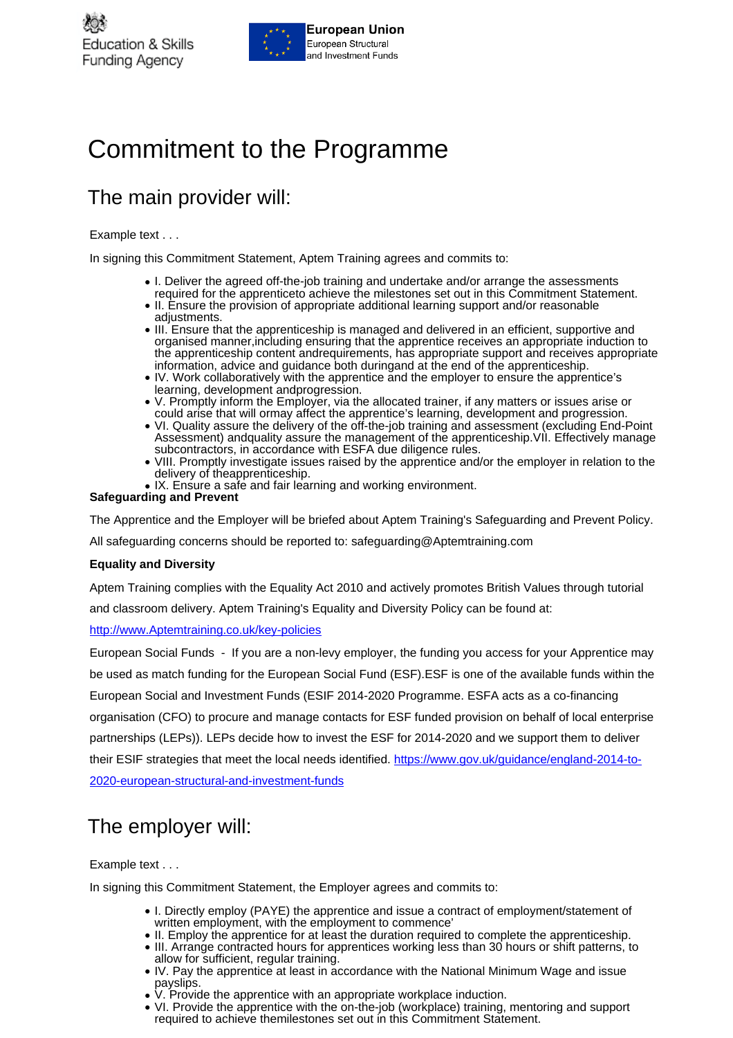Education & Skills Funding Agency

**European Union**
European Structural and Investment Funds

# Commitment to the Programme

## The main provider will:

Example text . . .

In signing this Commitment Statement, Aptem Training agrees and commits to:

- I. Deliver the agreed off-the-job training and undertake and/or arrange the assessments required for the apprenticeto achieve the milestones set out in this Commitment Statement.
- II. Ensure the provision of appropriate additional learning support and/or reasonable adjustments.
- III. Ensure that the apprenticeship is managed and delivered in an efficient, supportive and organised manner,including ensuring that the apprentice receives an appropriate induction to the apprenticeship content andrequirements, has appropriate support and receives appropriate information, advice and guidance both duringand at the end of the apprenticeship.
- IV. Work collaboratively with the apprentice and the employer to ensure the apprentice's learning, development andprogression.
- V. Promptly inform the Employer, via the allocated trainer, if any matters or issues arise or could arise that will ormay affect the apprentice's learning, development and progression.
- VI. Quality assure the delivery of the off-the-job training and assessment (excluding End-Point Assessment) andquality assure the management of the apprenticeship.VII. Effectively manage subcontractors, in accordance with ESFA due diligence rules.
- VIII. Promptly investigate issues raised by the apprentice and/or the employer in relation to the delivery of theapprenticeship.
- IX. Ensure a safe and fair learning and working environment.

**Safeguarding and Prevent**

The Apprentice and the Employer will be briefed about Aptem Training's Safeguarding and Prevent Policy.

All safeguarding concerns should be reported to: safeguarding@Aptemtraining.com

**Equality and Diversity**

Aptem Training complies with the Equality Act 2010 and actively promotes British Values through tutorial and classroom delivery. Aptem Training's Equality and Diversity Policy can be found at:

[http://www.Aptemtraining.co.uk/key-policies](http://www.Aptemtraining.co.uk/key-policies)

European Social Funds - If you are a non-levy employer, the funding you access for your Apprentice may be used as match funding for the European Social Fund (ESF).ESF is one of the available funds within the European Social and Investment Funds (ESIF 2014-2020 Programme. ESFA acts as a co-financing organisation (CFO) to procure and manage contacts for ESF funded provision on behalf of local enterprise partnerships (LEPs)). LEPs decide how to invest the ESF for 2014-2020 and we support them to deliver their ESIF strategies that meet the local needs identified. [https://www.gov.uk/guidance/england-2014-to-2020-european-structural-and-investment-funds](https://www.gov.uk/guidance/england-2014-to-2020-european-structural-and-investment-funds)

## The employer will:

Example text . . .

In signing this Commitment Statement, the Employer agrees and commits to:

- I. Directly employ (PAYE) the apprentice and issue a contract of employment/statement of written employment, with the employment to commence'
- II. Employ the apprentice for at least the duration required to complete the apprenticeship.
- III. Arrange contracted hours for apprentices working less than 30 hours or shift patterns, to allow for sufficient, regular training.
- IV. Pay the apprentice at least in accordance with the National Minimum Wage and issue payslips.
- V. Provide the apprentice with an appropriate workplace induction.
- VI. Provide the apprentice with the on-the-job (workplace) training, mentoring and support required to achieve themilestones set out in this Commitment Statement.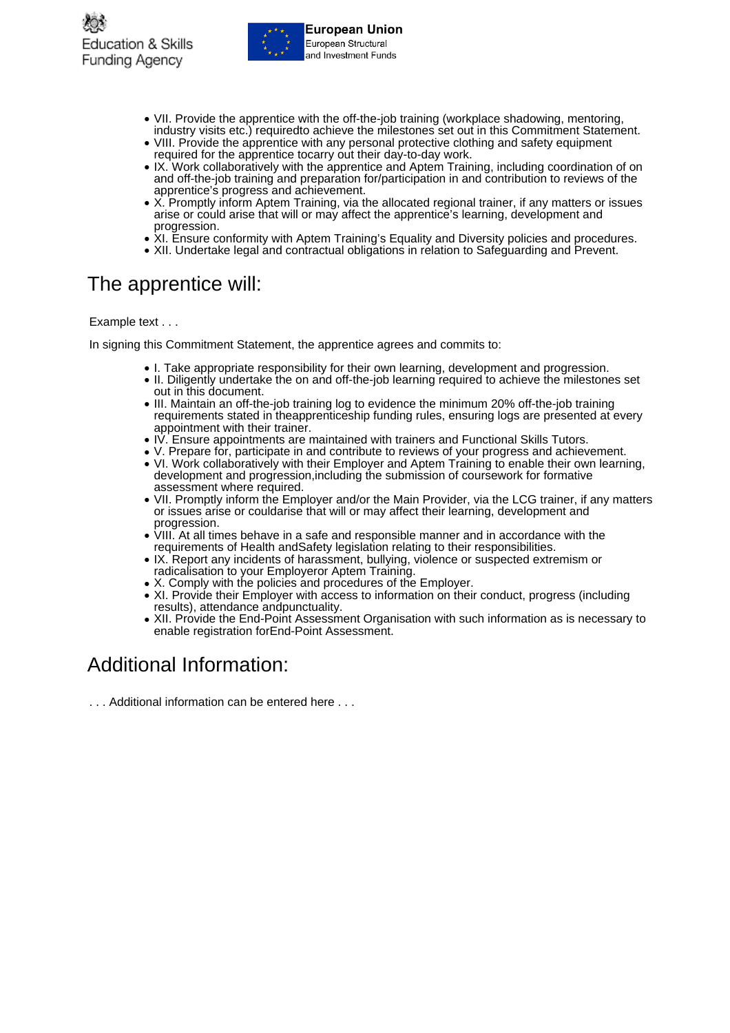- VII. Provide the apprentice with the off-the-job training (workplace shadowing, mentoring, industry visits etc.) requiredto achieve the milestones set out in this Commitment Statement.
- VIII. Provide the apprentice with any personal protective clothing and safety equipment required for the apprentice tocarry out their day-to-day work.
- IX. Work collaboratively with the apprentice and Aptem Training, including coordination of on and off-the-job training and preparation for/participation in and contribution to reviews of the apprentice's progress and achievement.
- X. Promptly inform Aptem Training, via the allocated regional trainer, if any matters or issues arise or could arise that will or may affect the apprentice's learning, development and progression.
- XI. Ensure conformity with Aptem Training's Equality and Diversity policies and procedures.
- XII. Undertake legal and contractual obligations in relation to Safeguarding and Prevent.

## The apprentice will:

Example text . . .

In signing this Commitment Statement, the apprentice agrees and commits to:

- I. Take appropriate responsibility for their own learning, development and progression.
- II. Diligently undertake the on and off-the-job learning required to achieve the milestones set out in this document.
- III. Maintain an off-the-job training log to evidence the minimum 20% off-the-job training requirements stated in theapprenticeship funding rules, ensuring logs are presented at every appointment with their trainer.
- IV. Ensure appointments are maintained with trainers and Functional Skills Tutors.
- V. Prepare for, participate in and contribute to reviews of your progress and achievement.
- VI. Work collaboratively with their Employer and Aptem Training to enable their own learning, development and progression,including the submission of coursework for formative assessment where required.
- VII. Promptly inform the Employer and/or the Main Provider, via the LCG trainer, if any matters or issues arise or couldarise that will or may affect their learning, development and progression.
- VIII. At all times behave in a safe and responsible manner and in accordance with the requirements of Health andSafety legislation relating to their responsibilities.
- IX. Report any incidents of harassment, bullying, violence or suspected extremism or radicalisation to your Employeror Aptem Training.
- X. Comply with the policies and procedures of the Employer.
- XI. Provide their Employer with access to information on their conduct, progress (including results), attendance andpunctuality.
- XII. Provide the End-Point Assessment Organisation with such information as is necessary to enable registration forEnd-Point Assessment.

## Additional Information:

. . . Additional information can be entered here . . .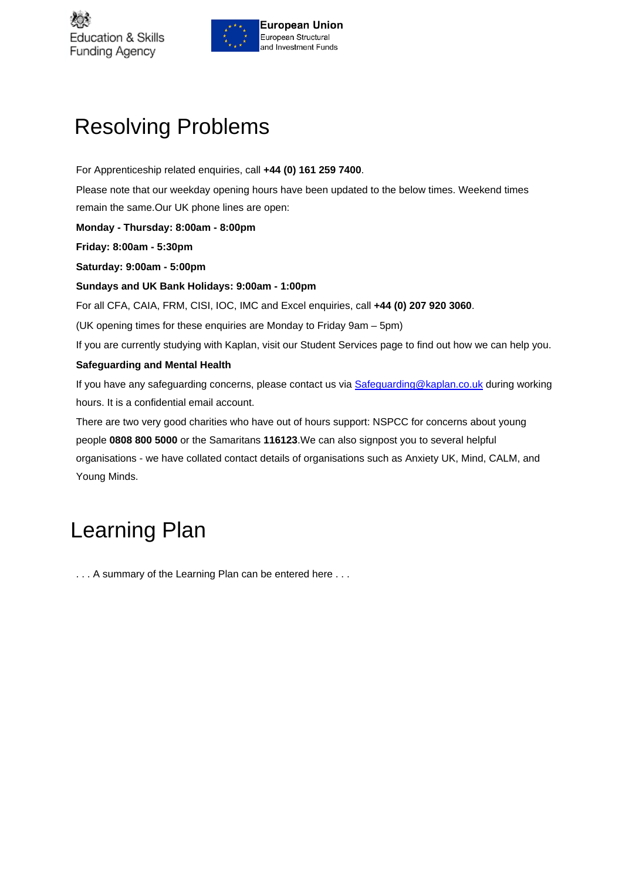# Resolving Problems

For Apprenticeship related enquiries, call **+44 (0) 161 259 7400**.

Please note that our weekday opening hours have been updated to the below times. Weekend times remain the same.Our UK phone lines are open:

**Monday - Thursday: 8:00am - 8:00pm**

**Friday: 8:00am - 5:30pm**

**Saturday: 9:00am - 5:00pm**

**Sundays and UK Bank Holidays: 9:00am - 1:00pm**

For all CFA, CAIA, FRM, CISI, IOC, IMC and Excel enquiries, call **+44 (0) 207 920 3060**.

(UK opening times for these enquiries are Monday to Friday 9am – 5pm)

If you are currently studying with Kaplan, visit our Student Services page to find out how we can help you.

**Safeguarding and Mental Health**

If you have any safeguarding concerns, please contact us via Safeguarding@kaplan.co.uk during working hours. It is a confidential email account.

There are two very good charities who have out of hours support: NSPCC for concerns about young people **0808 800 5000** or the Samaritans **116123**.We can also signpost you to several helpful organisations - we have collated contact details of organisations such as Anxiety UK, Mind, CALM, and Young Minds.

# Learning Plan

. . . A summary of the Learning Plan can be entered here . . .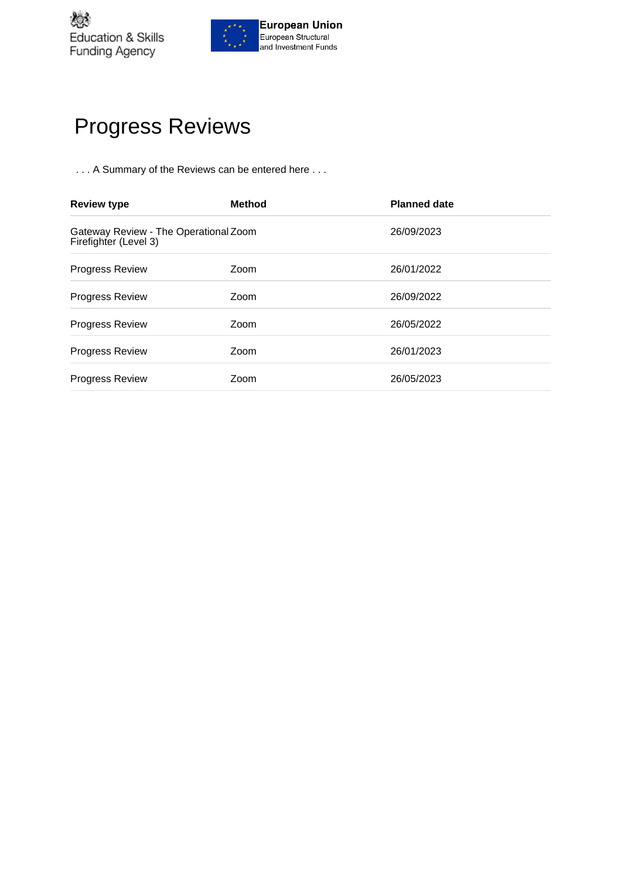Education & Skills Funding Agency

**European Union**
European Structural and Investment Funds

# Progress Reviews

. . . A Summary of the Reviews can be entered here . . .

| Review type | Method | Planned date |
| --- | --- | --- |
| Gateway Review - The Operational Firefighter (Level 3) | Zoom | 26/09/2023 |
| Progress Review | Zoom | 26/01/2022 |
| Progress Review | Zoom | 26/09/2022 |
| Progress Review | Zoom | 26/05/2022 |
| Progress Review | Zoom | 26/01/2023 |
| Progress Review | Zoom | 26/05/2023 |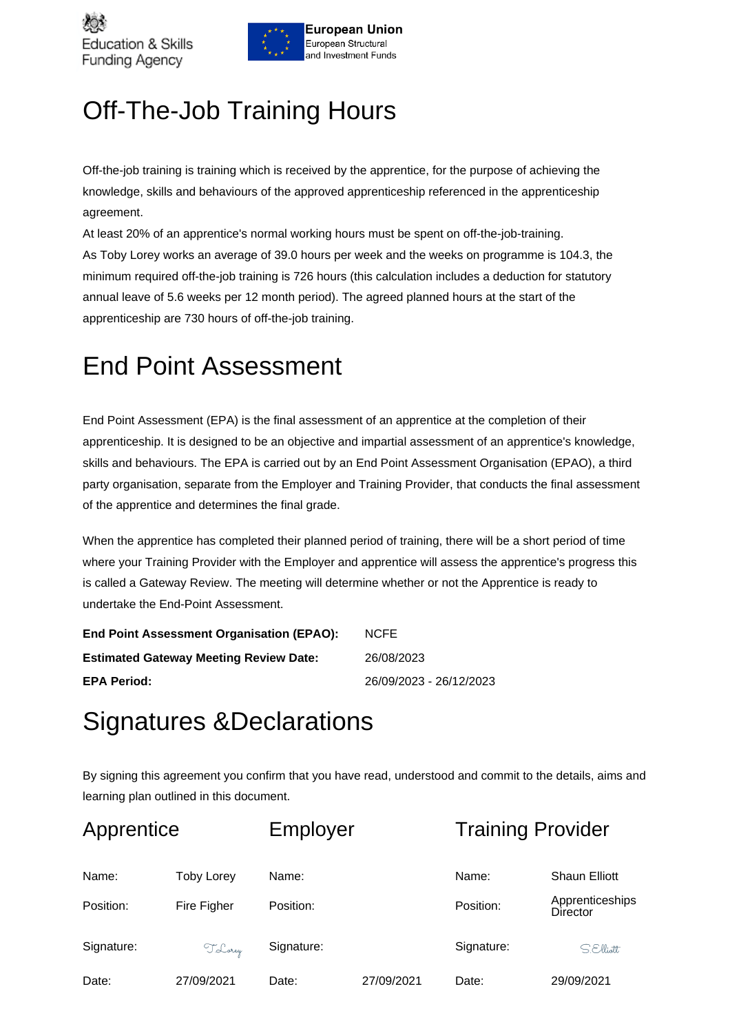Education & Skills Funding Agency

European Union
European Structural and Investment Funds

# Off-The-Job Training Hours

Off-the-job training is training which is received by the apprentice, for the purpose of achieving the knowledge, skills and behaviours of the approved apprenticeship referenced in the apprenticeship agreement.

At least 20% of an apprentice's normal working hours must be spent on off-the-job-training.

As Toby Lorey works an average of 39.0 hours per week and the weeks on programme is 104.3, the minimum required off-the-job training is 726 hours (this calculation includes a deduction for statutory annual leave of 5.6 weeks per 12 month period). The agreed planned hours at the start of the apprenticeship are 730 hours of off-the-job training.

# End Point Assessment

End Point Assessment (EPA) is the final assessment of an apprentice at the completion of their apprenticeship. It is designed to be an objective and impartial assessment of an apprentice's knowledge, skills and behaviours. The EPA is carried out by an End Point Assessment Organisation (EPAO), a third party organisation, separate from the Employer and Training Provider, that conducts the final assessment of the apprentice and determines the final grade.

When the apprentice has completed their planned period of training, there will be a short period of time where your Training Provider with the Employer and apprentice will assess the apprentice's progress this is called a Gateway Review. The meeting will determine whether or not the Apprentice is ready to undertake the End-Point Assessment.

| | |
|---|---|
| **End Point Assessment Organisation (EPAO):** | NCFE |
| **Estimated Gateway Meeting Review Date:** | 26/08/2023 |
| **EPA Period:** | 26/09/2023 - 26/12/2023 |

# Signatures &Declarations

By signing this agreement you confirm that you have read, understood and commit to the details, aims and learning plan outlined in this document.

| Apprentice | | Employer | | Training Provider | |
|---|---|---|---|---|---|
| Name: | Toby Lorey | Name: | | Name: | Shaun Elliott |
| Position: | Fire Figher | Position: | | Position: | Apprenticeships Director |
| Signature: | T.Lorey | Signature: | | Signature: | S.Elliott |
| Date: | 27/09/2021 | Date: | 27/09/2021 | Date: | 29/09/2021 |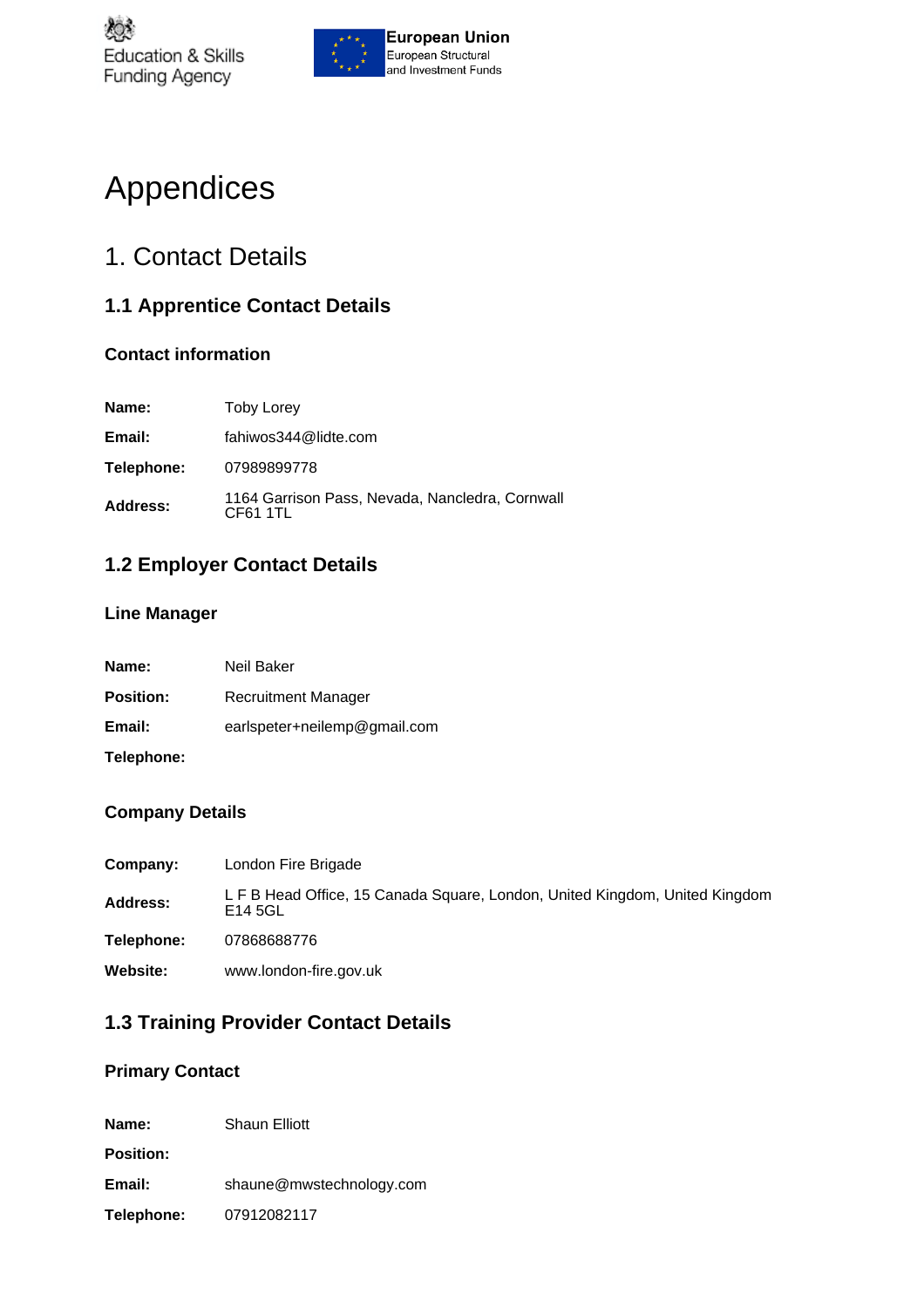# Appendices

## 1. Contact Details

### 1.1 Apprentice Contact Details

#### Contact information

| | |
|---|---|
| **Name:** | Toby Lorey |
| **Email:** | fahiwos344@lidte.com |
| **Telephone:** | 07989899778 |
| **Address:** | 1164 Garrison Pass, Nevada, Nancledra, Cornwall CF61 1TL |

### 1.2 Employer Contact Details

#### Line Manager

| | |
|---|---|
| **Name:** | Neil Baker |
| **Position:** | Recruitment Manager |
| **Email:** | earlspeter+neilemp@gmail.com |
| **Telephone:** | |

#### Company Details

| | |
|---|---|
| **Company:** | London Fire Brigade |
| **Address:** | L F B Head Office, 15 Canada Square, London, United Kingdom, United Kingdom E14 5GL |
| **Telephone:** | 07868688776 |
| **Website:** | www.london-fire.gov.uk |

### 1.3 Training Provider Contact Details

#### Primary Contact

| | |
|---|---|
| **Name:** | Shaun Elliott |
| **Position:** | |
| **Email:** | shaune@mwstechnology.com |
| **Telephone:** | 07912082117 |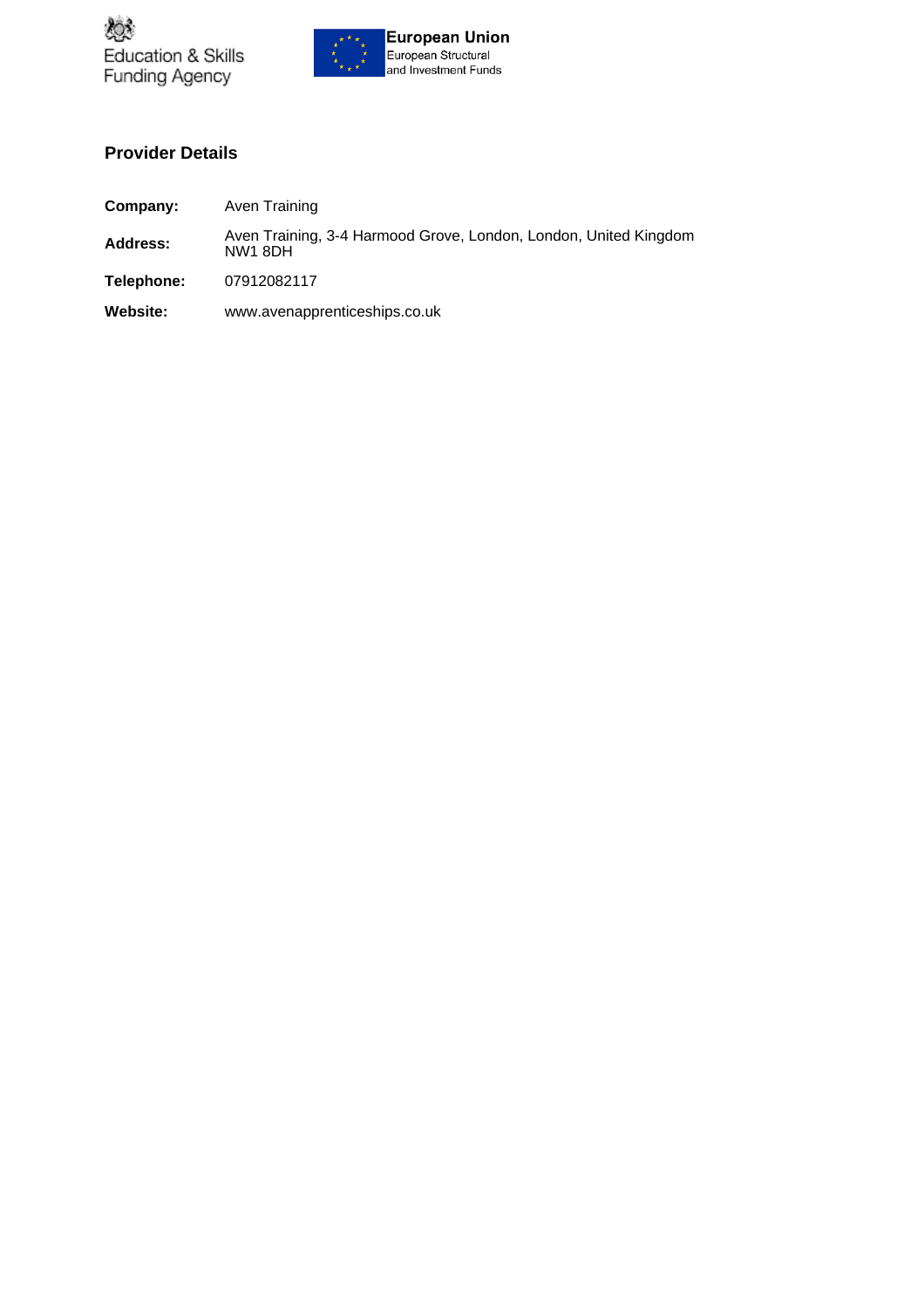Education & Skills Funding Agency

**European Union**
European Structural and Investment Funds

## Provider Details

| | |
|---|---|
| **Company:** | Aven Training |
| **Address:** | Aven Training, 3-4 Harmood Grove, London, London, United Kingdom NW1 8DH |
| **Telephone:** | 07912082117 |
| **Website:** | www.avenapprenticeships.co.uk |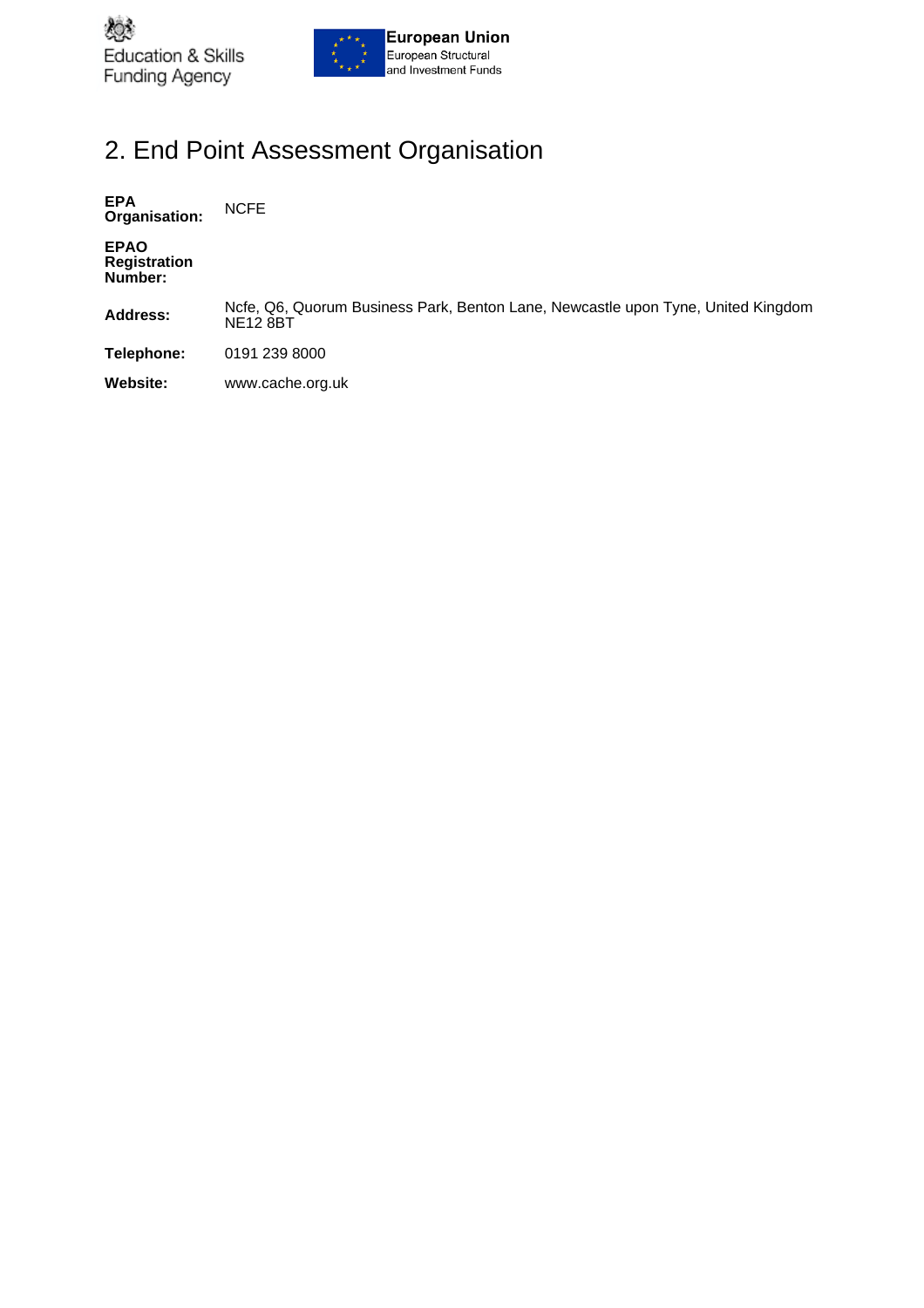## 2. End Point Assessment Organisation

| | |
|---|---|
| **EPA Organisation:** | NCFE |
| **EPAO Registration Number:** | |
| **Address:** | Ncfe, Q6, Quorum Business Park, Benton Lane, Newcastle upon Tyne, United Kingdom NE12 8BT |
| **Telephone:** | 0191 239 8000 |
| **Website:** | www.cache.org.uk |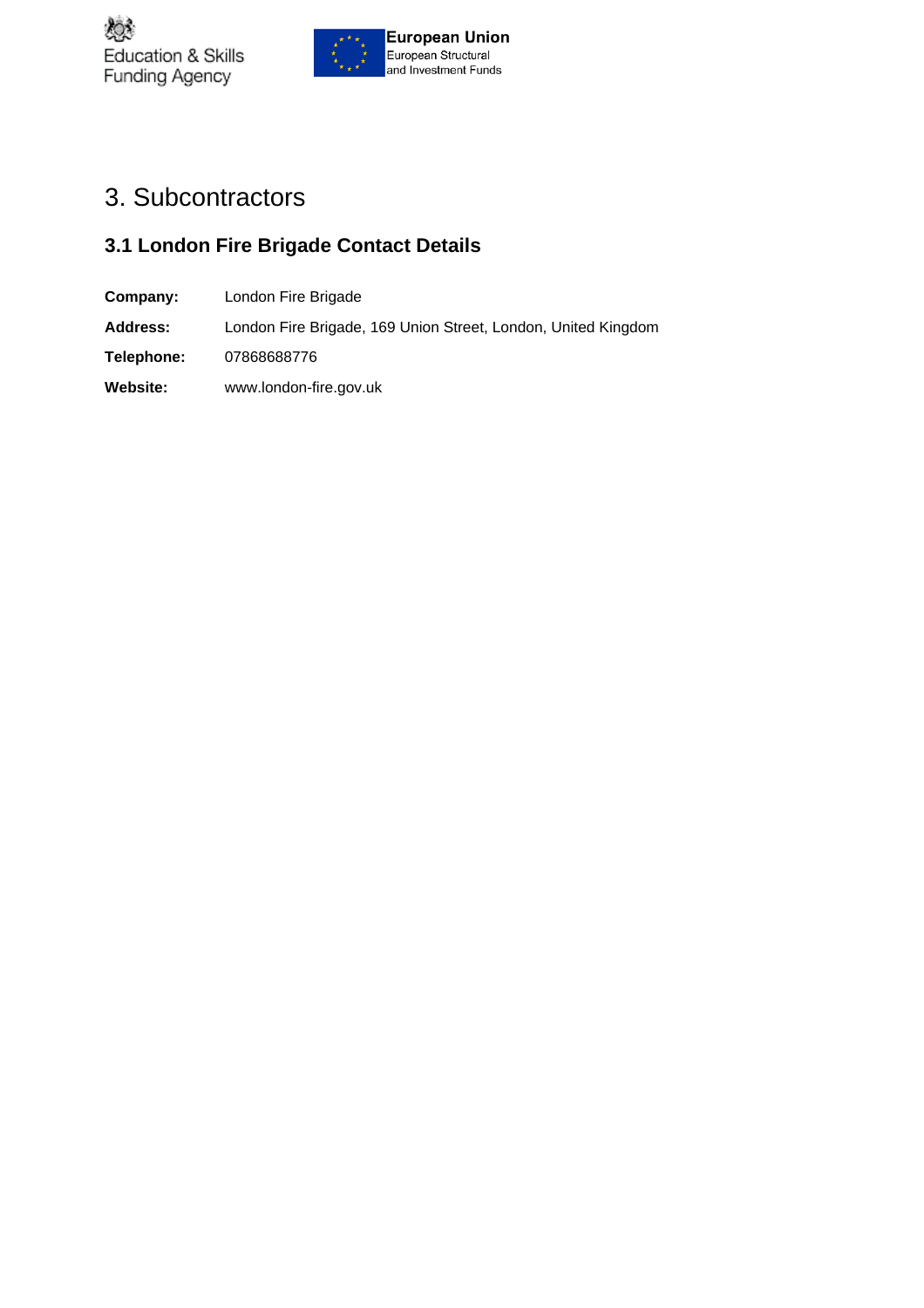# 3. Subcontractors

## 3.1 London Fire Brigade Contact Details

**Company:** London Fire Brigade

**Address:** London Fire Brigade, 169 Union Street, London, United Kingdom

**Telephone:** 07868688776

**Website:** www.london-fire.gov.uk